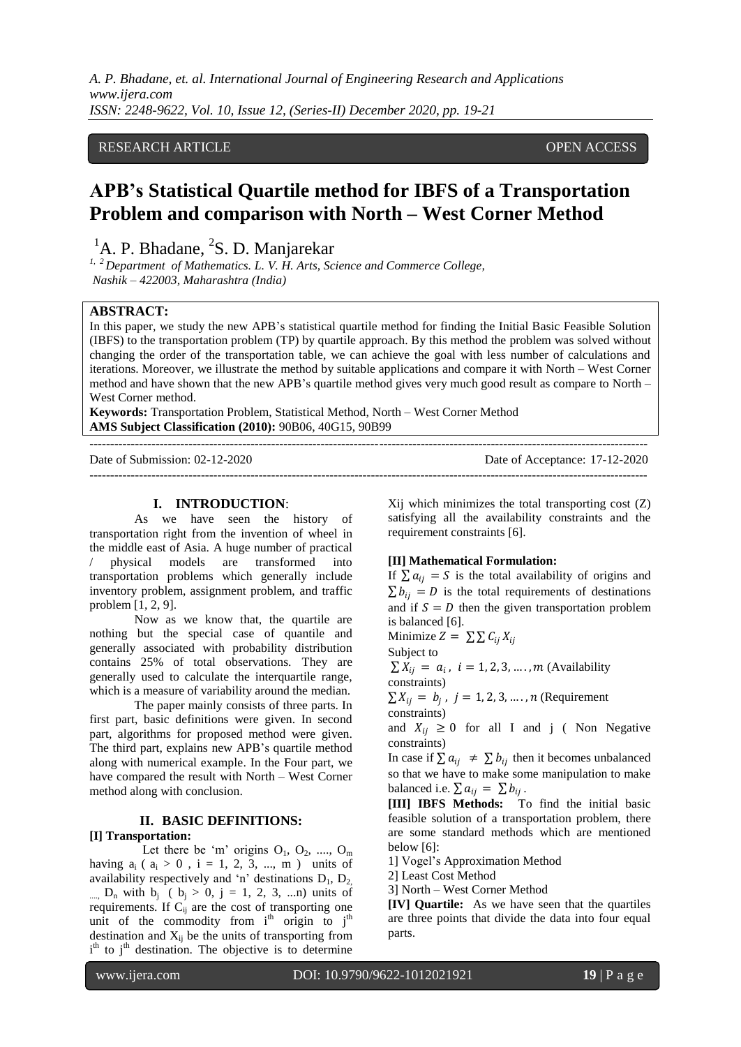RESEARCH ARTICLE OPEN ACCESS

# APB's Statistical Quartile method for IBFS of a Transportation Problem and comparison with North – West Corner Method

[1]A. P. Bhadane, [2]S. D. Manjarekar

[1, 2] Department of Mathematics. L. V. H. Arts, Science and Commerce College, Nashik – 422003, Maharashtra (India)

**ABSTRACT:**

In this paper, we study the new APB's statistical quartile method for finding the Initial Basic Feasible Solution (IBFS) to the transportation problem (TP) by quartile approach. By this method the problem was solved without changing the order of the transportation table, we can achieve the goal with less number of calculations and iterations. Moreover, we illustrate the method by suitable applications and compare it with North – West Corner method and have shown that the new APB's quartile method gives very much good result as compare to North – West Corner method.

**Keywords:** Transportation Problem, Statistical Method, North – West Corner Method

**AMS Subject Classification (2010):** 90B06, 40G15, 90B99

---

Date of Submission: 02-12-2020 Date of Acceptance: 17-12-2020

---

## I. INTRODUCTION:

As we have seen the history of transportation right from the invention of wheel in the middle east of Asia. A huge number of practical / physical models are transformed into transportation problems which generally include inventory problem, assignment problem, and traffic problem [1, 2, 9].

Now as we know that, the quartile are nothing but the special case of quantile and generally associated with probability distribution contains 25% of total observations. They are generally used to calculate the interquartile range, which is a measure of variability around the median.

The paper mainly consists of three parts. In first part, basic definitions were given. In second part, algorithms for proposed method were given. The third part, explains new APB's quartile method along with numerical example. In the Four part, we have compared the result with North – West Corner method along with conclusion.

## II. BASIC DEFINITIONS:

**[I] Transportation:**

Let there be 'm' origins $O_1, O_2, ...., O_m$ having $a_i$ ( $a_i > 0$ , $i = 1, 2, 3, ..., m$ ) units of availability respectively and 'n' destinations $D_1, D_2, ...., D_n$ with $b_j$ ( $b_j > 0$, $j = 1, 2, 3, ...n$) units of requirements. If $C_{ij}$ are the cost of transporting one unit of the commodity from $i^{th}$ origin to $j^{th}$ destination and $X_{ij}$ be the units of transporting from $i^{th}$ to $j^{th}$ destination. The objective is to determine Xij which minimizes the total transporting cost (Z) satisfying all the availability constraints and the requirement constraints [6].

**[II] Mathematical Formulation:**

If $\sum a_{ij} = S$ is the total availability of origins and $\sum b_{ij} = D$ is the total requirements of destinations and if $S = D$ then the given transportation problem is balanced [6].

Minimize $Z = \sum\sum C_{ij} X_{ij}$

Subject to

$\sum X_{ij} = a_i$ , $i = 1, 2, 3, ....., m$ (Availability constraints)

$\sum X_{ij} = b_j$ , $j = 1, 2, 3, ....., n$ (Requirement constraints)

and $X_{ij} \geq 0$ for all I and j ( Non Negative constraints)

In case if $\sum a_{ij} \neq \sum b_{ij}$ then it becomes unbalanced so that we have to make some manipulation to make balanced i.e. $\sum a_{ij} = \sum b_{ij}$ .

**[III] IBFS Methods:** To find the initial basic feasible solution of a transportation problem, there are some standard methods which are mentioned below [6]:

1] Vogel's Approximation Method

2] Least Cost Method

3] North – West Corner Method

**[IV] Quartile:** As we have seen that the quartiles are three points that divide the data into four equal parts.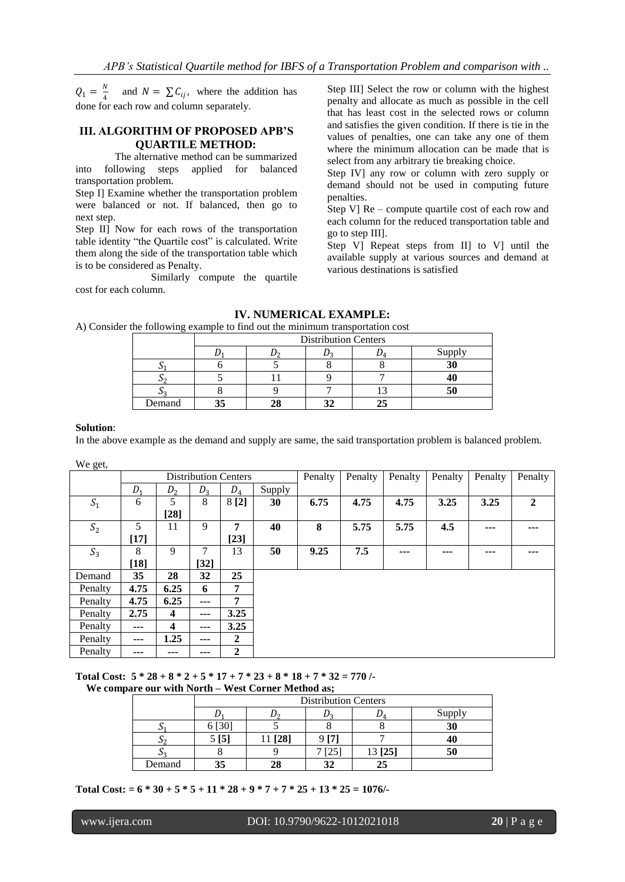$Q_1 = \frac{N}{4}$ and $N = \sum C_{ij}$, where the addition has done for each row and column separately.

## III. ALGORITHM OF PROPOSED APB'S QUARTILE METHOD:

The alternative method can be summarized into following steps applied for balanced transportation problem.

Step I] Examine whether the transportation problem were balanced or not. If balanced, then go to next step.

Step II] Now for each rows of the transportation table identity "the Quartile cost" is calculated. Write them along the side of the transportation table which is to be considered as Penalty.

Similarly compute the quartile cost for each column.

Step III] Select the row or column with the highest penalty and allocate as much as possible in the cell that has least cost in the selected rows or column and satisfies the given condition. If there is tie in the values of penalties, one can take any one of them where the minimum allocation can be made that is select from any arbitrary tie breaking choice.

Step IV] any row or column with zero supply or demand should not be used in computing future penalties.

Step V] Re – compute quartile cost of each row and each column for the reduced transportation table and go to step III].

Step V] Repeat steps from II] to V] until the available supply at various sources and demand at various destinations is satisfied

## IV. NUMERICAL EXAMPLE:

A) Consider the following example to find out the minimum transportation cost

| | Distribution Centers | | | | |
|---|---|---|---|---|---|
| | $D_1$ | $D_2$ | $D_3$ | $D_4$ | Supply |
| $S_1$ | 6 | 5 | 8 | 8 | **30** |
| $S_2$ | 5 | 11 | 9 | 7 | **40** |
| $S_3$ | 8 | 9 | 7 | 13 | **50** |
| Demand | **35** | **28** | **32** | **25** | |

**Solution**:

In the above example as the demand and supply are same, the said transportation problem is balanced problem.

We get,

| | Distribution Centers | | | | | Penalty | Penalty | Penalty | Penalty | Penalty | Penalty |
|---|---|---|---|---|---|---|---|---|---|---|---|
| | $D_1$ | $D_2$ | $D_3$ | $D_4$ | Supply | | | | | | |
| $S_1$ | 6 | 5 **[28]** | 8 | 8 **[2]** | **30** | **6.75** | **4.75** | **4.75** | **3.25** | **3.25** | **2** |
| $S_2$ | 5 **[17]** | 11 | 9 | **7 [23]** | **40** | **8** | **5.75** | **5.75** | **4.5** | **---** | **---** |
| $S_3$ | 8 **[18]** | 9 | 7 **[32]** | 13 | **50** | **9.25** | **7.5** | **---** | **---** | **---** | **---** |
| Demand | **35** | **28** | **32** | **25** | | | | | | | |
| Penalty | **4.75** | **6.25** | **6** | **7** | | | | | | | |
| Penalty | **4.75** | **6.25** | **---** | **7** | | | | | | | |
| Penalty | **2.75** | **4** | **---** | **3.25** | | | | | | | |
| Penalty | **---** | **4** | **---** | **3.25** | | | | | | | |
| Penalty | **---** | **1.25** | **---** | **2** | | | | | | | |
| Penalty | **---** | **---** | **---** | **2** | | | | | | | |

**Total Cost: 5 * 28 + 8 * 2 + 5 * 17 + 7 * 23 + 8 * 18 + 7 * 32 = 770 /-**

**We compare our with North – West Corner Method as;**

| | Distribution Centers | | | | |
|---|---|---|---|---|---|
| | $D_1$ | $D_2$ | $D_3$ | $D_4$ | Supply |
| $S_1$ | 6 [30] | 5 | 8 | 8 | **30** |
| $S_2$ | 5 **[5]** | 11 **[28]** | 9 **[7]** | 7 | **40** |
| $S_3$ | 8 | 9 | 7 [25] | 13 **[25]** | **50** |
| Demand | **35** | **28** | **32** | **25** | |

**Total Cost: = 6 * 30 + 5 * 5 + 11 * 28 + 9 * 7 + 7 * 25 + 13 * 25 = 1076/-**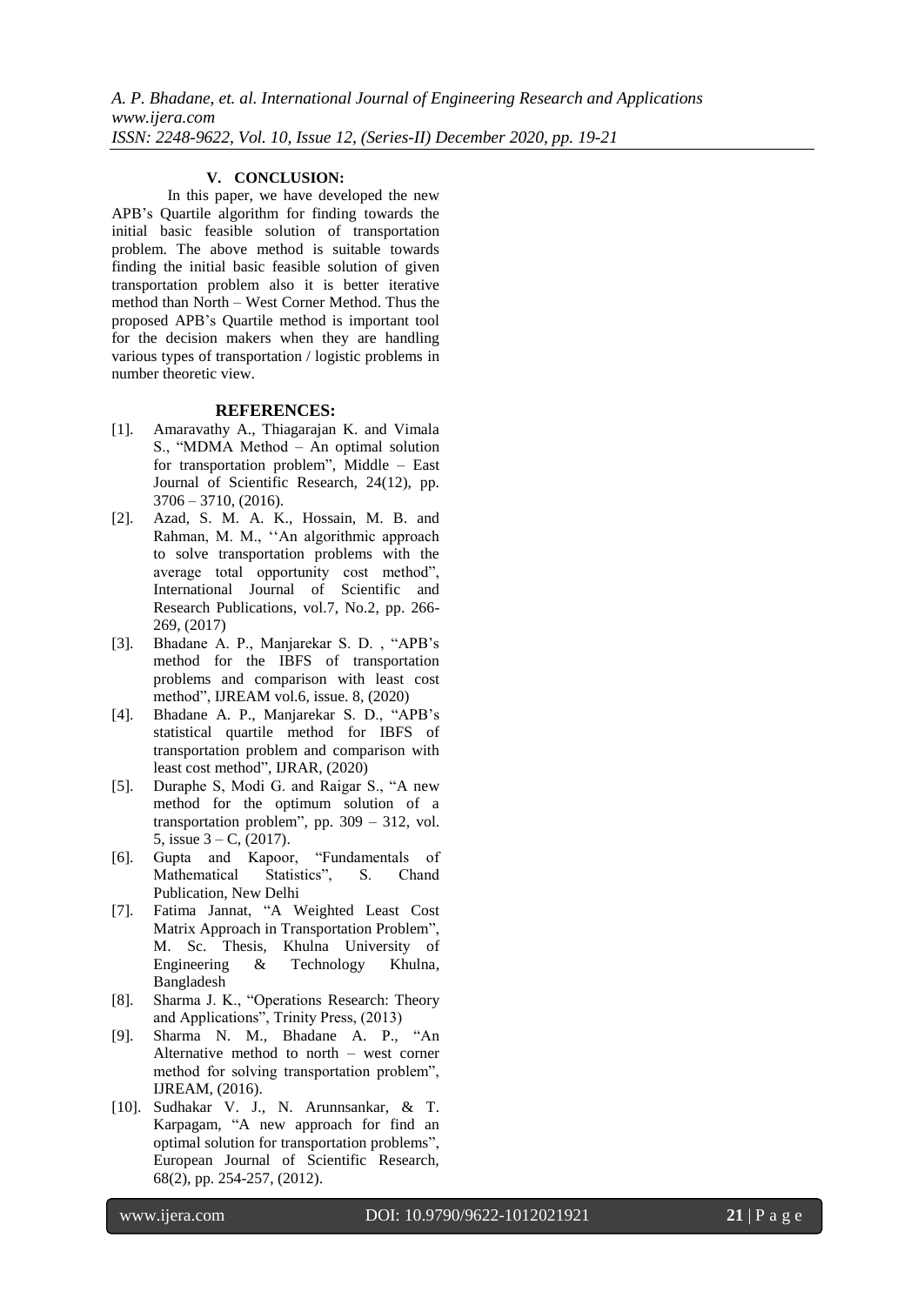### V. CONCLUSION:

In this paper, we have developed the new APB's Quartile algorithm for finding towards the initial basic feasible solution of transportation problem. The above method is suitable towards finding the initial basic feasible solution of given transportation problem also it is better iterative method than North – West Corner Method. Thus the proposed APB's Quartile method is important tool for the decision makers when they are handling various types of transportation / logistic problems in number theoretic view.

### REFERENCES:

[1]. Amaravathy A., Thiagarajan K. and Vimala S., "MDMA Method – An optimal solution for transportation problem", Middle – East Journal of Scientific Research, 24(12), pp. 3706 – 3710, (2016).

[2]. Azad, S. M. A. K., Hossain, M. B. and Rahman, M. M., ''An algorithmic approach to solve transportation problems with the average total opportunity cost method", International Journal of Scientific and Research Publications, vol.7, No.2, pp. 266-269, (2017)

[3]. Bhadane A. P., Manjarekar S. D. , "APB's method for the IBFS of transportation problems and comparison with least cost method", IJREAM vol.6, issue. 8, (2020)

[4]. Bhadane A. P., Manjarekar S. D., "APB's statistical quartile method for IBFS of transportation problem and comparison with least cost method", IJRAR, (2020)

[5]. Duraphe S, Modi G. and Raigar S., "A new method for the optimum solution of a transportation problem", pp. 309 – 312, vol. 5, issue 3 – C, (2017).

[6]. Gupta and Kapoor, "Fundamentals of Mathematical Statistics", S. Chand Publication, New Delhi

[7]. Fatima Jannat, "A Weighted Least Cost Matrix Approach in Transportation Problem", M. Sc. Thesis, Khulna University of Engineering & Technology Khulna, Bangladesh

[8]. Sharma J. K., "Operations Research: Theory and Applications", Trinity Press, (2013)

[9]. Sharma N. M., Bhadane A. P., "An Alternative method to north – west corner method for solving transportation problem", IJREAM, (2016).

[10]. Sudhakar V. J., N. Arunnsankar, & T. Karpagam, "A new approach for find an optimal solution for transportation problems", European Journal of Scientific Research, 68(2), pp. 254-257, (2012).